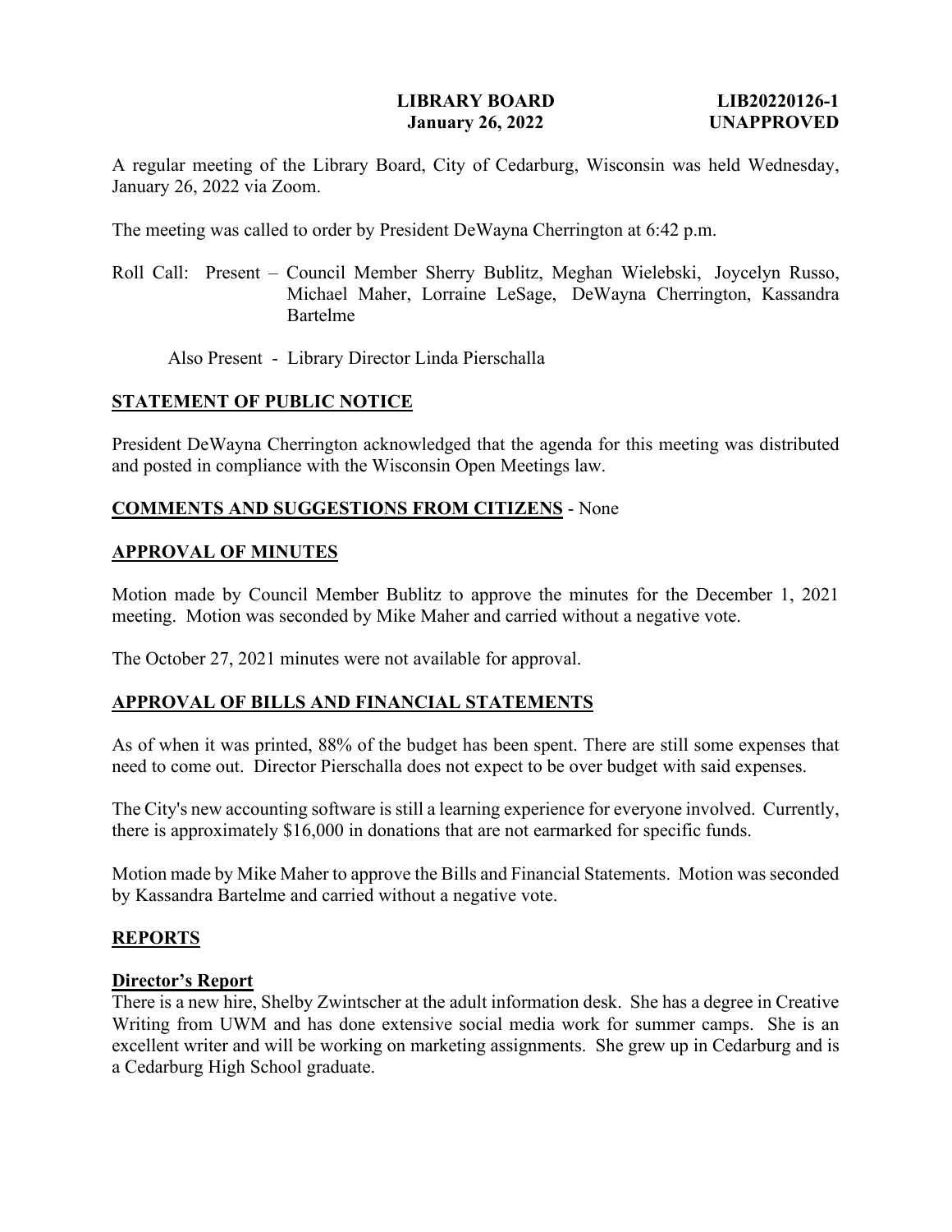**LIBRARY BOARD** **LIB20220126-1**
**January 26, 2022** **UNAPPROVED**

A regular meeting of the Library Board, City of Cedarburg, Wisconsin was held Wednesday, January 26, 2022 via Zoom.

The meeting was called to order by President DeWayna Cherrington at 6:42 p.m.

Roll Call: Present – Council Member Sherry Bublitz, Meghan Wielebski, Joycelyn Russo, Michael Maher, Lorraine LeSage, DeWayna Cherrington, Kassandra Bartelme

Also Present - Library Director Linda Pierschalla

## STATEMENT OF PUBLIC NOTICE

President DeWayna Cherrington acknowledged that the agenda for this meeting was distributed and posted in compliance with the Wisconsin Open Meetings law.

## COMMENTS AND SUGGESTIONS FROM CITIZENS - None

## APPROVAL OF MINUTES

Motion made by Council Member Bublitz to approve the minutes for the December 1, 2021 meeting. Motion was seconded by Mike Maher and carried without a negative vote.

The October 27, 2021 minutes were not available for approval.

## APPROVAL OF BILLS AND FINANCIAL STATEMENTS

As of when it was printed, 88% of the budget has been spent. There are still some expenses that need to come out. Director Pierschalla does not expect to be over budget with said expenses.

The City's new accounting software is still a learning experience for everyone involved. Currently, there is approximately $16,000 in donations that are not earmarked for specific funds.

Motion made by Mike Maher to approve the Bills and Financial Statements. Motion was seconded by Kassandra Bartelme and carried without a negative vote.

## REPORTS

### Director's Report

There is a new hire, Shelby Zwintscher at the adult information desk. She has a degree in Creative Writing from UWM and has done extensive social media work for summer camps. She is an excellent writer and will be working on marketing assignments. She grew up in Cedarburg and is a Cedarburg High School graduate.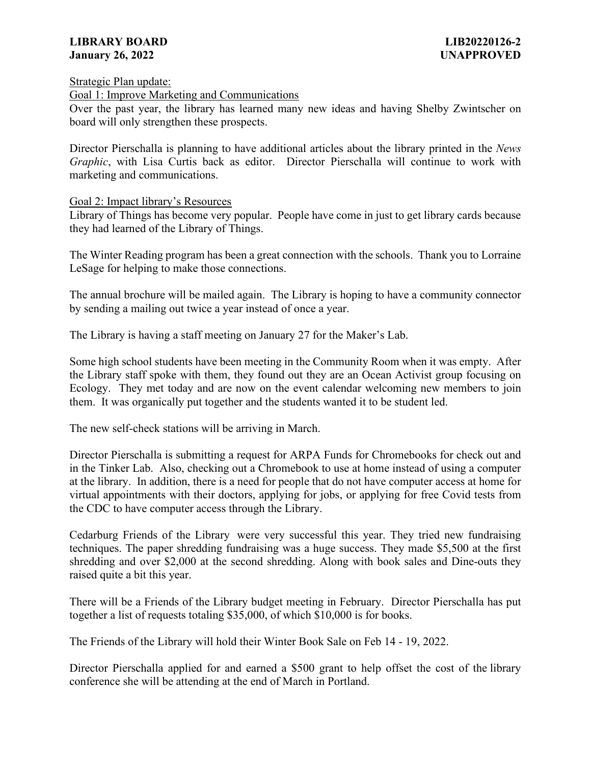Strategic Plan update:

Goal 1: Improve Marketing and Communications

Over the past year, the library has learned many new ideas and having Shelby Zwintscher on board will only strengthen these prospects.

Director Pierschalla is planning to have additional articles about the library printed in the *News Graphic*, with Lisa Curtis back as editor. Director Pierschalla will continue to work with marketing and communications.

Goal 2: Impact library's Resources

Library of Things has become very popular. People have come in just to get library cards because they had learned of the Library of Things.

The Winter Reading program has been a great connection with the schools. Thank you to Lorraine LeSage for helping to make those connections.

The annual brochure will be mailed again. The Library is hoping to have a community connector by sending a mailing out twice a year instead of once a year.

The Library is having a staff meeting on January 27 for the Maker's Lab.

Some high school students have been meeting in the Community Room when it was empty. After the Library staff spoke with them, they found out they are an Ocean Activist group focusing on Ecology. They met today and are now on the event calendar welcoming new members to join them. It was organically put together and the students wanted it to be student led.

The new self-check stations will be arriving in March.

Director Pierschalla is submitting a request for ARPA Funds for Chromebooks for check out and in the Tinker Lab. Also, checking out a Chromebook to use at home instead of using a computer at the library. In addition, there is a need for people that do not have computer access at home for virtual appointments with their doctors, applying for jobs, or applying for free Covid tests from the CDC to have computer access through the Library.

Cedarburg Friends of the Library were very successful this year. They tried new fundraising techniques. The paper shredding fundraising was a huge success. They made $5,500 at the first shredding and over $2,000 at the second shredding. Along with book sales and Dine-outs they raised quite a bit this year.

There will be a Friends of the Library budget meeting in February. Director Pierschalla has put together a list of requests totaling $35,000, of which $10,000 is for books.

The Friends of the Library will hold their Winter Book Sale on Feb 14 - 19, 2022.

Director Pierschalla applied for and earned a $500 grant to help offset the cost of the library conference she will be attending at the end of March in Portland.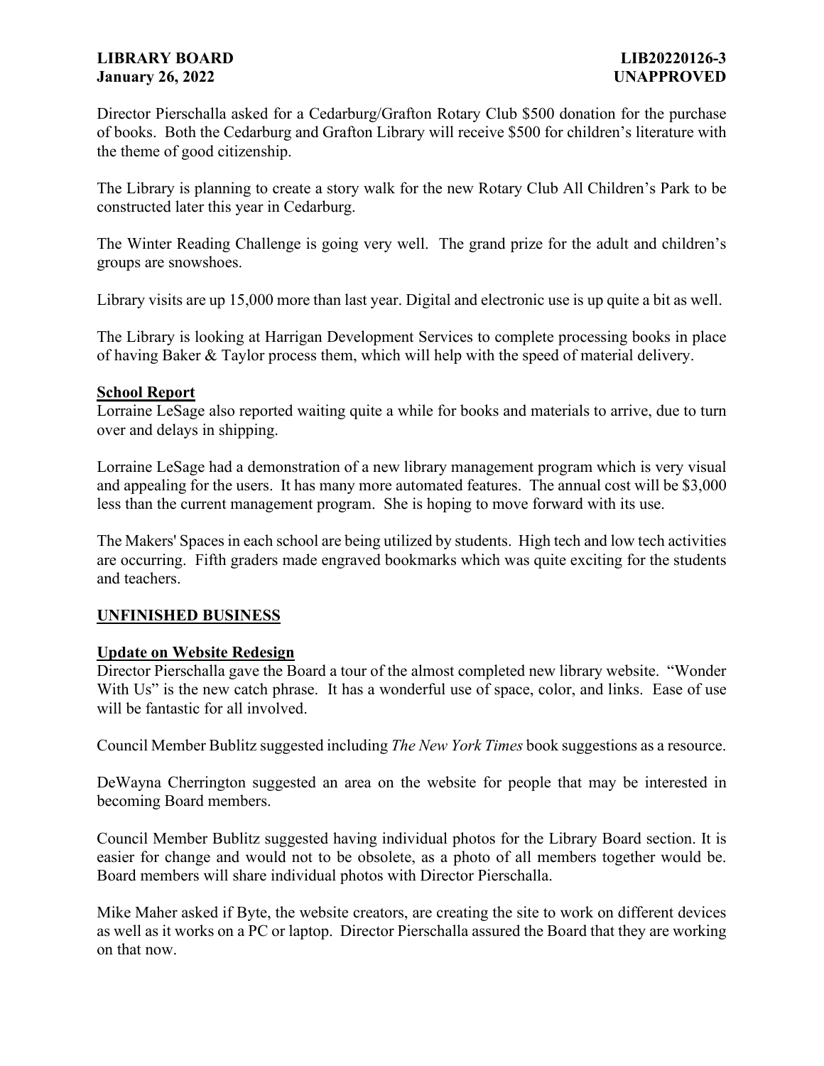Director Pierschalla asked for a Cedarburg/Grafton Rotary Club $500 donation for the purchase of books. Both the Cedarburg and Grafton Library will receive $500 for children's literature with the theme of good citizenship.

The Library is planning to create a story walk for the new Rotary Club All Children's Park to be constructed later this year in Cedarburg.

The Winter Reading Challenge is going very well. The grand prize for the adult and children's groups are snowshoes.

Library visits are up 15,000 more than last year. Digital and electronic use is up quite a bit as well.

The Library is looking at Harrigan Development Services to complete processing books in place of having Baker & Taylor process them, which will help with the speed of material delivery.

**School Report**

Lorraine LeSage also reported waiting quite a while for books and materials to arrive, due to turn over and delays in shipping.

Lorraine LeSage had a demonstration of a new library management program which is very visual and appealing for the users. It has many more automated features. The annual cost will be $3,000 less than the current management program. She is hoping to move forward with its use.

The Makers' Spaces in each school are being utilized by students. High tech and low tech activities are occurring. Fifth graders made engraved bookmarks which was quite exciting for the students and teachers.

## UNFINISHED BUSINESS

**Update on Website Redesign**

Director Pierschalla gave the Board a tour of the almost completed new library website. "Wonder With Us" is the new catch phrase. It has a wonderful use of space, color, and links. Ease of use will be fantastic for all involved.

Council Member Bublitz suggested including *The New York Times* book suggestions as a resource.

DeWayna Cherrington suggested an area on the website for people that may be interested in becoming Board members.

Council Member Bublitz suggested having individual photos for the Library Board section. It is easier for change and would not to be obsolete, as a photo of all members together would be. Board members will share individual photos with Director Pierschalla.

Mike Maher asked if Byte, the website creators, are creating the site to work on different devices as well as it works on a PC or laptop. Director Pierschalla assured the Board that they are working on that now.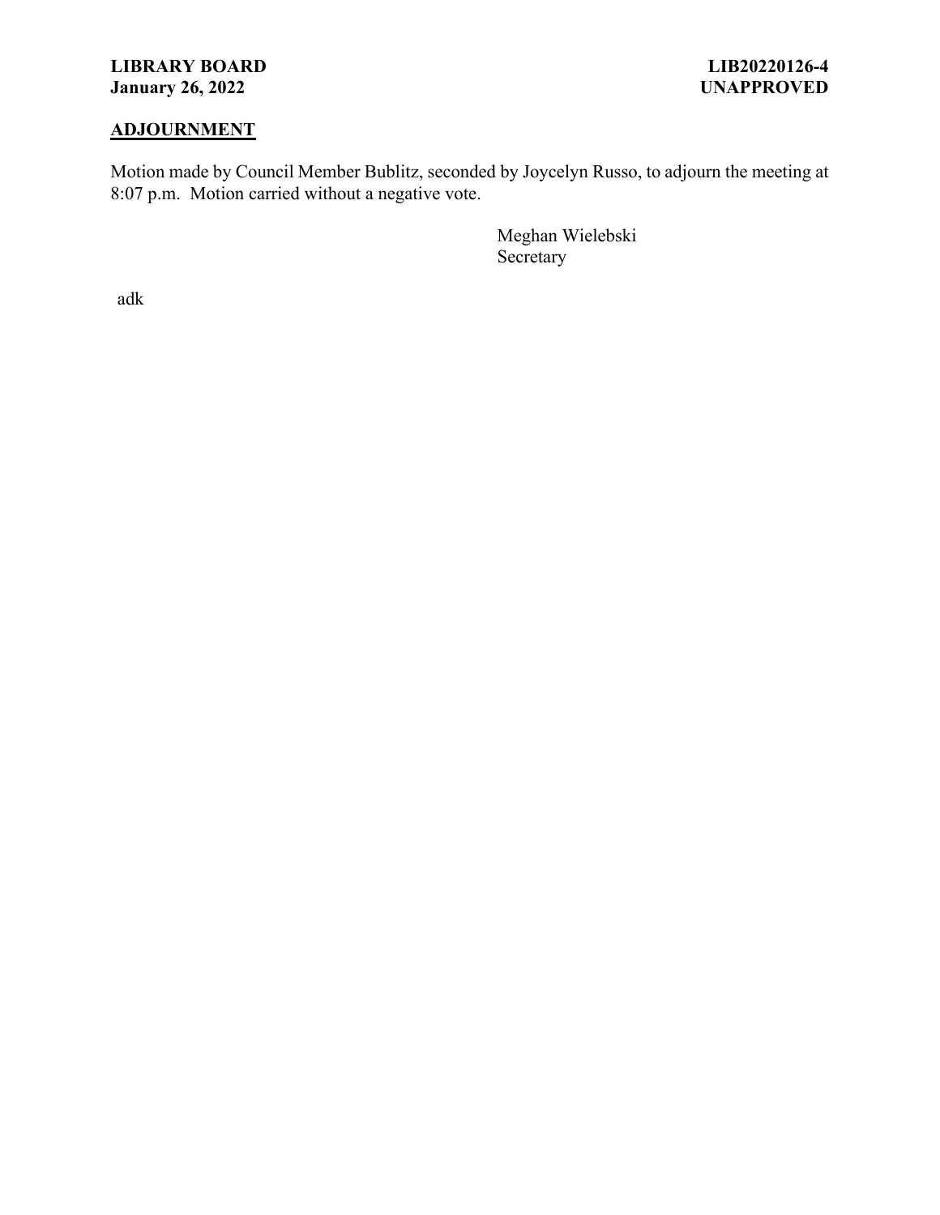## ADJOURNMENT

Motion made by Council Member Bublitz, seconded by Joycelyn Russo, to adjourn the meeting at 8:07 p.m. Motion carried without a negative vote.

Meghan Wielebski
Secretary

adk